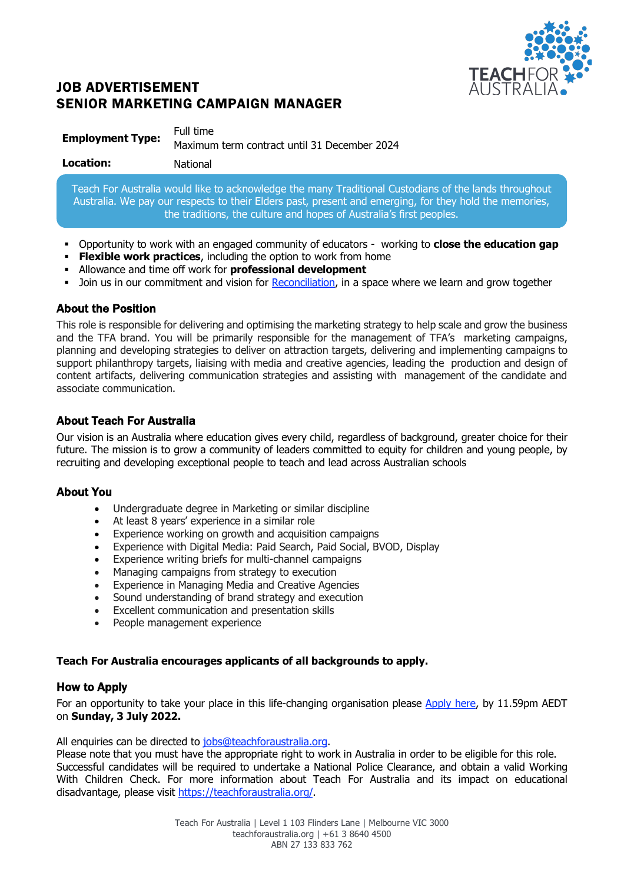# JOB ADVERTISEMENT
# SENIOR MARKETING CAMPAIGN MANAGER

| | |
|---|---|
| **Employment Type:** | Full time<br>Maximum term contract until 31 December 2024 |
| **Location:** | National |

Teach For Australia would like to acknowledge the many Traditional Custodians of the lands throughout Australia. We pay our respects to their Elders past, present and emerging, for they hold the memories, the traditions, the culture and hopes of Australia's first peoples.

- Opportunity to work with an engaged community of educators - working to **close the education gap**
- **Flexible work practices**, including the option to work from home
- Allowance and time off work for **professional development**
- Join us in our commitment and vision for Reconciliation, in a space where we learn and grow together

## About the Position

This role is responsible for delivering and optimising the marketing strategy to help scale and grow the business and the TFA brand. You will be primarily responsible for the management of TFA's marketing campaigns, planning and developing strategies to deliver on attraction targets, delivering and implementing campaigns to support philanthropy targets, liaising with media and creative agencies, leading the production and design of content artifacts, delivering communication strategies and assisting with management of the candidate and associate communication.

## About Teach For Australia

Our vision is an Australia where education gives every child, regardless of background, greater choice for their future. The mission is to grow a community of leaders committed to equity for children and young people, by recruiting and developing exceptional people to teach and lead across Australian schools

## About You

- Undergraduate degree in Marketing or similar discipline
- At least 8 years' experience in a similar role
- Experience working on growth and acquisition campaigns
- Experience with Digital Media: Paid Search, Paid Social, BVOD, Display
- Experience writing briefs for multi-channel campaigns
- Managing campaigns from strategy to execution
- Experience in Managing Media and Creative Agencies
- Sound understanding of brand strategy and execution
- Excellent communication and presentation skills
- People management experience

**Teach For Australia encourages applicants of all backgrounds to apply.**

## How to Apply

For an opportunity to take your place in this life-changing organisation please Apply here, by 11.59pm AEDT on **Sunday, 3 July 2022.**

All enquiries can be directed to jobs@teachforaustralia.org.
Please note that you must have the appropriate right to work in Australia in order to be eligible for this role. Successful candidates will be required to undertake a National Police Clearance, and obtain a valid Working With Children Check. For more information about Teach For Australia and its impact on educational disadvantage, please visit https://teachforaustralia.org/.

Teach For Australia | Level 1 103 Flinders Lane | Melbourne VIC 3000
teachforaustralia.org | +61 3 8640 4500
ABN 27 133 833 762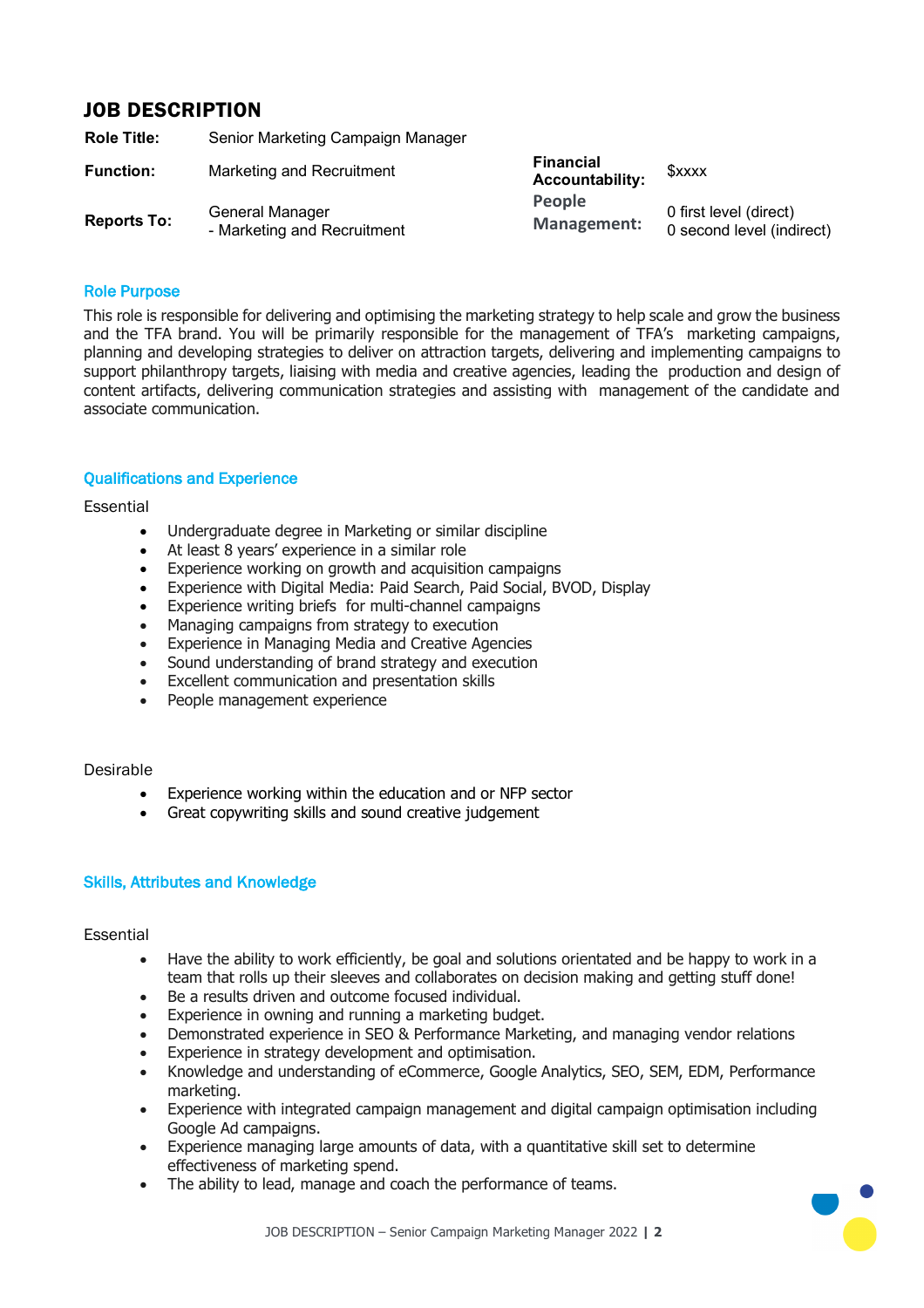# JOB DESCRIPTION

| | | | |
|---|---|---|---|
| **Role Title:** | Senior Marketing Campaign Manager | | |
| **Function:** | Marketing and Recruitment | **Financial Accountability:** | $xxxx |
| **Reports To:** | General Manager<br>- Marketing and Recruitment | **People Management:** | 0 first level (direct)<br>0 second level (indirect) |

## Role Purpose

This role is responsible for delivering and optimising the marketing strategy to help scale and grow the business and the TFA brand. You will be primarily responsible for the management of TFA's marketing campaigns, planning and developing strategies to deliver on attraction targets, delivering and implementing campaigns to support philanthropy targets, liaising with media and creative agencies, leading the production and design of content artifacts, delivering communication strategies and assisting with management of the candidate and associate communication.

## Qualifications and Experience

Essential

- Undergraduate degree in Marketing or similar discipline
- At least 8 years' experience in a similar role
- Experience working on growth and acquisition campaigns
- Experience with Digital Media: Paid Search, Paid Social, BVOD, Display
- Experience writing briefs for multi-channel campaigns
- Managing campaigns from strategy to execution
- Experience in Managing Media and Creative Agencies
- Sound understanding of brand strategy and execution
- Excellent communication and presentation skills
- People management experience

Desirable

- Experience working within the education and or NFP sector
- Great copywriting skills and sound creative judgement

## Skills, Attributes and Knowledge

Essential

- Have the ability to work efficiently, be goal and solutions orientated and be happy to work in a team that rolls up their sleeves and collaborates on decision making and getting stuff done!
- Be a results driven and outcome focused individual.
- Experience in owning and running a marketing budget.
- Demonstrated experience in SEO & Performance Marketing, and managing vendor relations
- Experience in strategy development and optimisation.
- Knowledge and understanding of eCommerce, Google Analytics, SEO, SEM, EDM, Performance marketing.
- Experience with integrated campaign management and digital campaign optimisation including Google Ad campaigns.
- Experience managing large amounts of data, with a quantitative skill set to determine effectiveness of marketing spend.
- The ability to lead, manage and coach the performance of teams.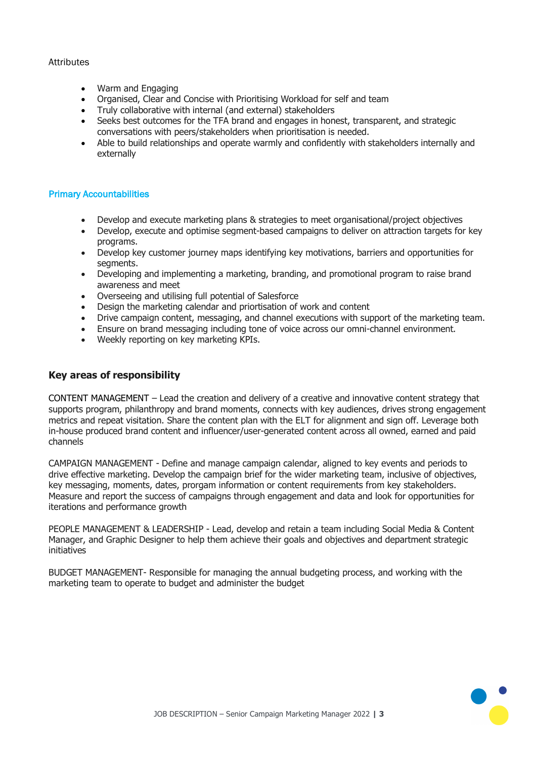Attributes

- Warm and Engaging
- Organised, Clear and Concise with Prioritising Workload for self and team
- Truly collaborative with internal (and external) stakeholders
- Seeks best outcomes for the TFA brand and engages in honest, transparent, and strategic conversations with peers/stakeholders when prioritisation is needed.
- Able to build relationships and operate warmly and confidently with stakeholders internally and externally

## Primary Accountabilities

- Develop and execute marketing plans & strategies to meet organisational/project objectives
- Develop, execute and optimise segment-based campaigns to deliver on attraction targets for key programs.
- Develop key customer journey maps identifying key motivations, barriers and opportunities for segments.
- Developing and implementing a marketing, branding, and promotional program to raise brand awareness and meet
- Overseeing and utilising full potential of Salesforce
- Design the marketing calendar and priortisation of work and content
- Drive campaign content, messaging, and channel executions with support of the marketing team.
- Ensure on brand messaging including tone of voice across our omni-channel environment.
- Weekly reporting on key marketing KPIs.

## Key areas of responsibility

CONTENT MANAGEMENT – Lead the creation and delivery of a creative and innovative content strategy that supports program, philanthropy and brand moments, connects with key audiences, drives strong engagement metrics and repeat visitation. Share the content plan with the ELT for alignment and sign off. Leverage both in-house produced brand content and influencer/user-generated content across all owned, earned and paid channels

CAMPAIGN MANAGEMENT - Define and manage campaign calendar, aligned to key events and periods to drive effective marketing. Develop the campaign brief for the wider marketing team, inclusive of objectives, key messaging, moments, dates, prorgam information or content requirements from key stakeholders. Measure and report the success of campaigns through engagement and data and look for opportunities for iterations and performance growth

PEOPLE MANAGEMENT & LEADERSHIP - Lead, develop and retain a team including Social Media & Content Manager, and Graphic Designer to help them achieve their goals and objectives and department strategic initiatives

BUDGET MANAGEMENT- Responsible for managing the annual budgeting process, and working with the marketing team to operate to budget and administer the budget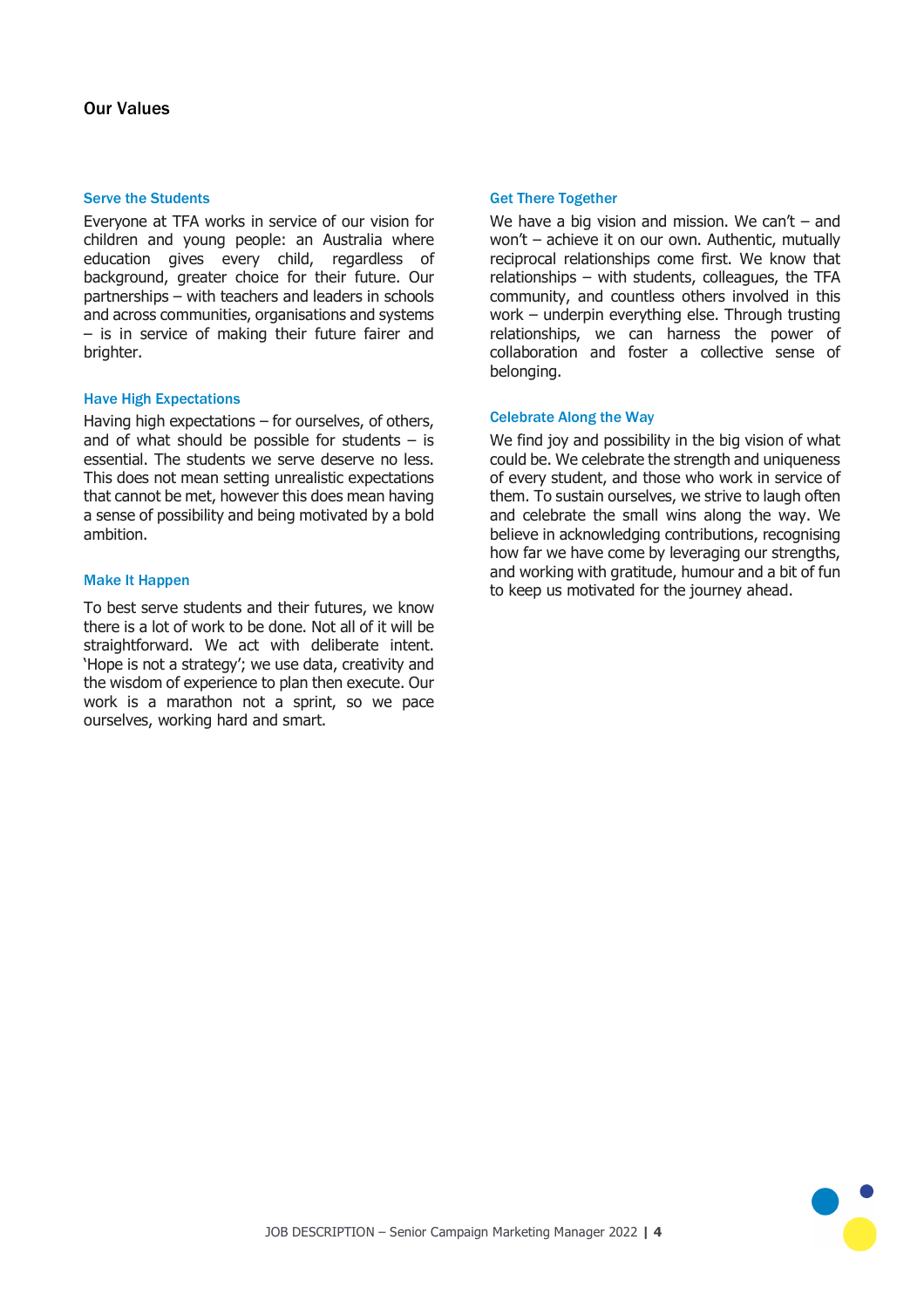## Our Values

### Serve the Students

Everyone at TFA works in service of our vision for children and young people: an Australia where education gives every child, regardless of background, greater choice for their future. Our partnerships – with teachers and leaders in schools and across communities, organisations and systems – is in service of making their future fairer and brighter.

### Have High Expectations

Having high expectations – for ourselves, of others, and of what should be possible for students – is essential. The students we serve deserve no less. This does not mean setting unrealistic expectations that cannot be met, however this does mean having a sense of possibility and being motivated by a bold ambition.

### Make It Happen

To best serve students and their futures, we know there is a lot of work to be done. Not all of it will be straightforward. We act with deliberate intent. 'Hope is not a strategy'; we use data, creativity and the wisdom of experience to plan then execute. Our work is a marathon not a sprint, so we pace ourselves, working hard and smart.

### Get There Together

We have a big vision and mission. We can't – and won't – achieve it on our own. Authentic, mutually reciprocal relationships come first. We know that relationships – with students, colleagues, the TFA community, and countless others involved in this work – underpin everything else. Through trusting relationships, we can harness the power of collaboration and foster a collective sense of belonging.

### Celebrate Along the Way

We find joy and possibility in the big vision of what could be. We celebrate the strength and uniqueness of every student, and those who work in service of them. To sustain ourselves, we strive to laugh often and celebrate the small wins along the way. We believe in acknowledging contributions, recognising how far we have come by leveraging our strengths, and working with gratitude, humour and a bit of fun to keep us motivated for the journey ahead.